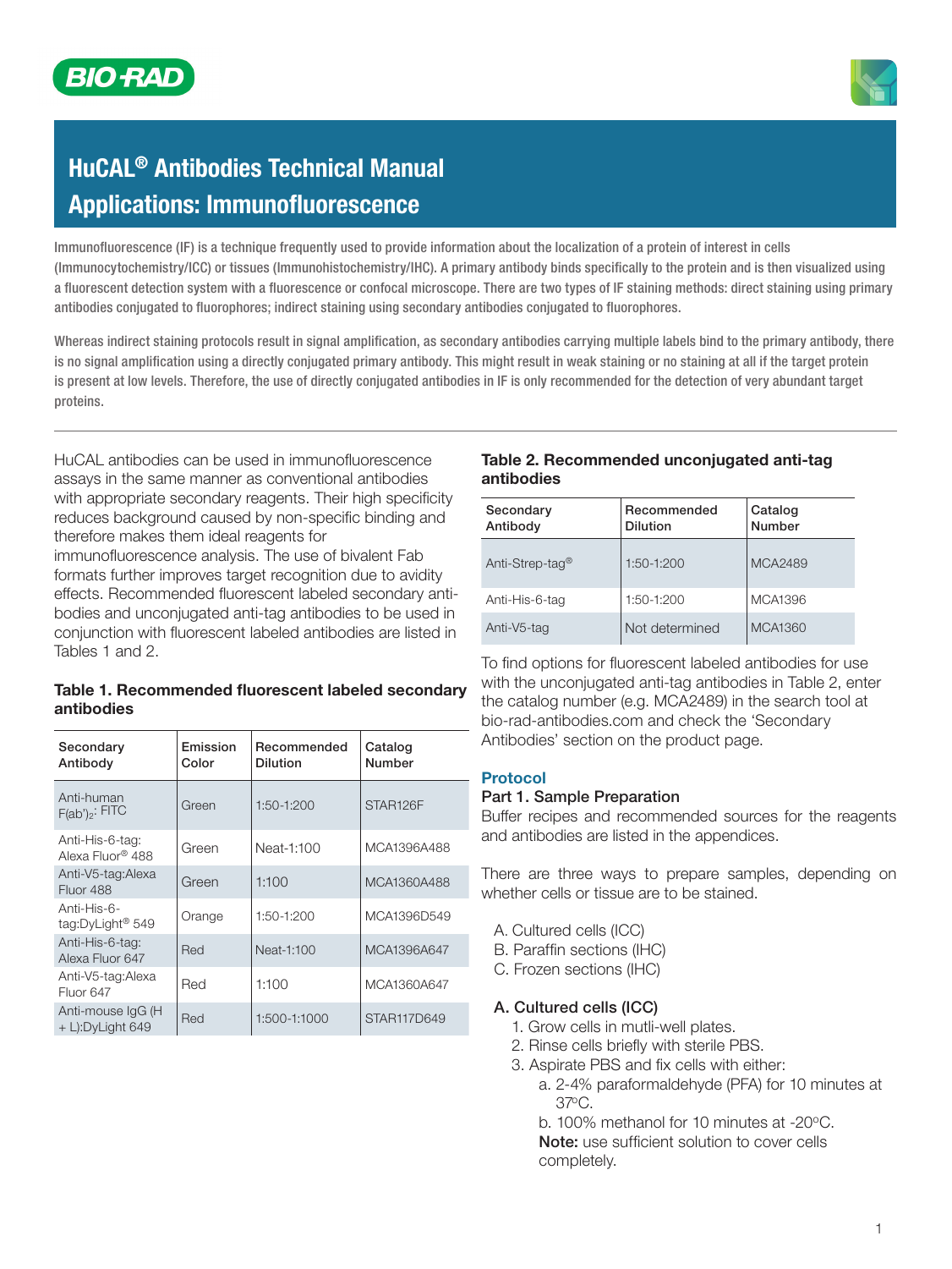# HuCAL® Antibodies Technical Manual
# Applications: Immunofluorescence

Immunofluorescence (IF) is a technique frequently used to provide information about the localization of a protein of interest in cells (Immunocytochemistry/ICC) or tissues (Immunohistochemistry/IHC). A primary antibody binds specifically to the protein and is then visualized using a fluorescent detection system with a fluorescence or confocal microscope. There are two types of IF staining methods: direct staining using primary antibodies conjugated to fluorophores; indirect staining using secondary antibodies conjugated to fluorophores.

Whereas indirect staining protocols result in signal amplification, as secondary antibodies carrying multiple labels bind to the primary antibody, there is no signal amplification using a directly conjugated primary antibody. This might result in weak staining or no staining at all if the target protein is present at low levels. Therefore, the use of directly conjugated antibodies in IF is only recommended for the detection of very abundant target proteins.

---

HuCAL antibodies can be used in immunofluorescence assays in the same manner as conventional antibodies with appropriate secondary reagents. Their high specificity reduces background caused by non-specific binding and therefore makes them ideal reagents for immunofluorescence analysis. The use of bivalent Fab formats further improves target recognition due to avidity effects. Recommended fluorescent labeled secondary antibodies and unconjugated anti-tag antibodies to be used in conjunction with fluorescent labeled antibodies are listed in Tables 1 and 2.

**Table 1. Recommended fluorescent labeled secondary antibodies**

| Secondary Antibody | Emission Color | Recommended Dilution | Catalog Number |
|---|---|---|---|
| Anti-human $F(ab')_2$: FITC | Green | 1:50-1:200 | STAR126F |
| Anti-His-6-tag: Alexa Fluor® 488 | Green | Neat-1:100 | MCA1396A488 |
| Anti-V5-tag:Alexa Fluor 488 | Green | 1:100 | MCA1360A488 |
| Anti-His-6-tag:DyLight® 549 | Orange | 1:50-1:200 | MCA1396D549 |
| Anti-His-6-tag: Alexa Fluor 647 | Red | Neat-1:100 | MCA1396A647 |
| Anti-V5-tag:Alexa Fluor 647 | Red | 1:100 | MCA1360A647 |
| Anti-mouse IgG (H + L):DyLight 649 | Red | 1:500-1:1000 | STAR117D649 |

**Table 2. Recommended unconjugated anti-tag antibodies**

| Secondary Antibody | Recommended Dilution | Catalog Number |
|---|---|---|
| Anti-Strep-tag® | 1:50-1:200 | MCA2489 |
| Anti-His-6-tag | 1:50-1:200 | MCA1396 |
| Anti-V5-tag | Not determined | MCA1360 |

To find options for fluorescent labeled antibodies for use with the unconjugated anti-tag antibodies in Table 2, enter the catalog number (e.g. MCA2489) in the search tool at bio-rad-antibodies.com and check the 'Secondary Antibodies' section on the product page.

## Protocol

### Part 1. Sample Preparation

Buffer recipes and recommended sources for the reagents and antibodies are listed in the appendices.

There are three ways to prepare samples, depending on whether cells or tissue are to be stained.

A. Cultured cells (ICC)
B. Paraffin sections (IHC)
C. Frozen sections (IHC)

#### A. Cultured cells (ICC)

1. Grow cells in mutli-well plates.
2. Rinse cells briefly with sterile PBS.
3. Aspirate PBS and fix cells with either:
   a. 2-4% paraformaldehyde (PFA) for 10 minutes at 37°C.
   b. 100% methanol for 10 minutes at -20°C.
   **Note:** use sufficient solution to cover cells completely.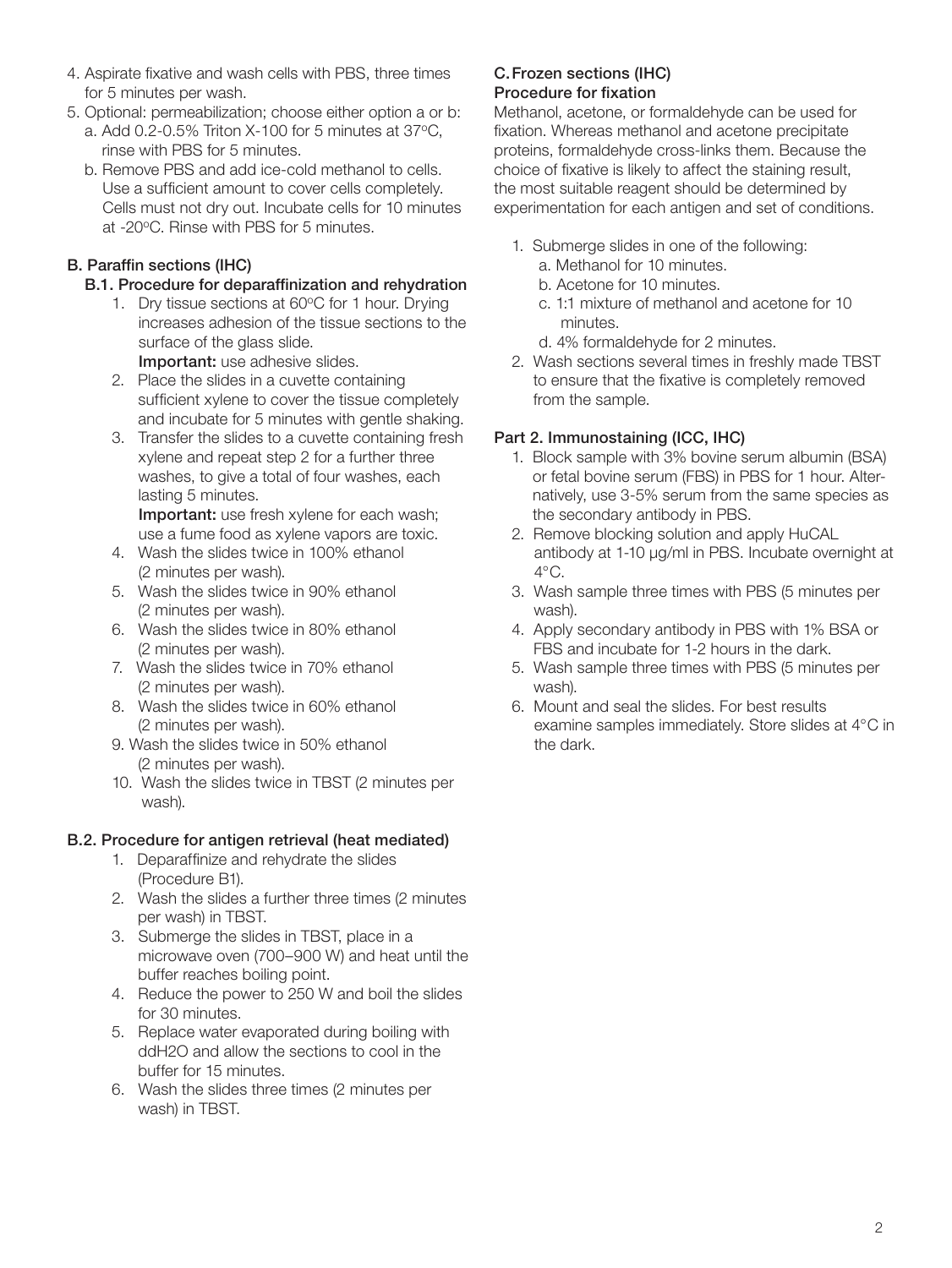4. Aspirate fixative and wash cells with PBS, three times for 5 minutes per wash.
5. Optional: permeabilization; choose either option a or b:
   a. Add 0.2-0.5% Triton X-100 for 5 minutes at 37°C, rinse with PBS for 5 minutes.
   b. Remove PBS and add ice-cold methanol to cells. Use a sufficient amount to cover cells completely. Cells must not dry out. Incubate cells for 10 minutes at -20°C. Rinse with PBS for 5 minutes.

### B. Paraffin sections (IHC)

#### B.1. Procedure for deparaffinization and rehydration

1. Dry tissue sections at 60°C for 1 hour. Drying increases adhesion of the tissue sections to the surface of the glass slide.
   **Important:** use adhesive slides.
2. Place the slides in a cuvette containing sufficient xylene to cover the tissue completely and incubate for 5 minutes with gentle shaking.
3. Transfer the slides to a cuvette containing fresh xylene and repeat step 2 for a further three washes, to give a total of four washes, each lasting 5 minutes.
   **Important:** use fresh xylene for each wash; use a fume food as xylene vapors are toxic.
4. Wash the slides twice in 100% ethanol (2 minutes per wash).
5. Wash the slides twice in 90% ethanol (2 minutes per wash).
6. Wash the slides twice in 80% ethanol (2 minutes per wash).
7. Wash the slides twice in 70% ethanol (2 minutes per wash).
8. Wash the slides twice in 60% ethanol (2 minutes per wash).
9. Wash the slides twice in 50% ethanol (2 minutes per wash).
10. Wash the slides twice in TBST (2 minutes per wash).

#### B.2. Procedure for antigen retrieval (heat mediated)

1. Deparaffinize and rehydrate the slides (Procedure B1).
2. Wash the slides a further three times (2 minutes per wash) in TBST.
3. Submerge the slides in TBST, place in a microwave oven (700–900 W) and heat until the buffer reaches boiling point.
4. Reduce the power to 250 W and boil the slides for 30 minutes.
5. Replace water evaporated during boiling with ddH2O and allow the sections to cool in the buffer for 15 minutes.
6. Wash the slides three times (2 minutes per wash) in TBST.

### C. Frozen sections (IHC)

#### Procedure for fixation

Methanol, acetone, or formaldehyde can be used for fixation. Whereas methanol and acetone precipitate proteins, formaldehyde cross-links them. Because the choice of fixative is likely to affect the staining result, the most suitable reagent should be determined by experimentation for each antigen and set of conditions.

1. Submerge slides in one of the following:
   a. Methanol for 10 minutes.
   b. Acetone for 10 minutes.
   c. 1:1 mixture of methanol and acetone for 10 minutes.
   d. 4% formaldehyde for 2 minutes.
2. Wash sections several times in freshly made TBST to ensure that the fixative is completely removed from the sample.

## Part 2. Immunostaining (ICC, IHC)

1. Block sample with 3% bovine serum albumin (BSA) or fetal bovine serum (FBS) in PBS for 1 hour. Alternatively, use 3-5% serum from the same species as the secondary antibody in PBS.
2. Remove blocking solution and apply HuCAL antibody at 1-10 µg/ml in PBS. Incubate overnight at 4°C.
3. Wash sample three times with PBS (5 minutes per wash).
4. Apply secondary antibody in PBS with 1% BSA or FBS and incubate for 1-2 hours in the dark.
5. Wash sample three times with PBS (5 minutes per wash).
6. Mount and seal the slides. For best results examine samples immediately. Store slides at 4°C in the dark.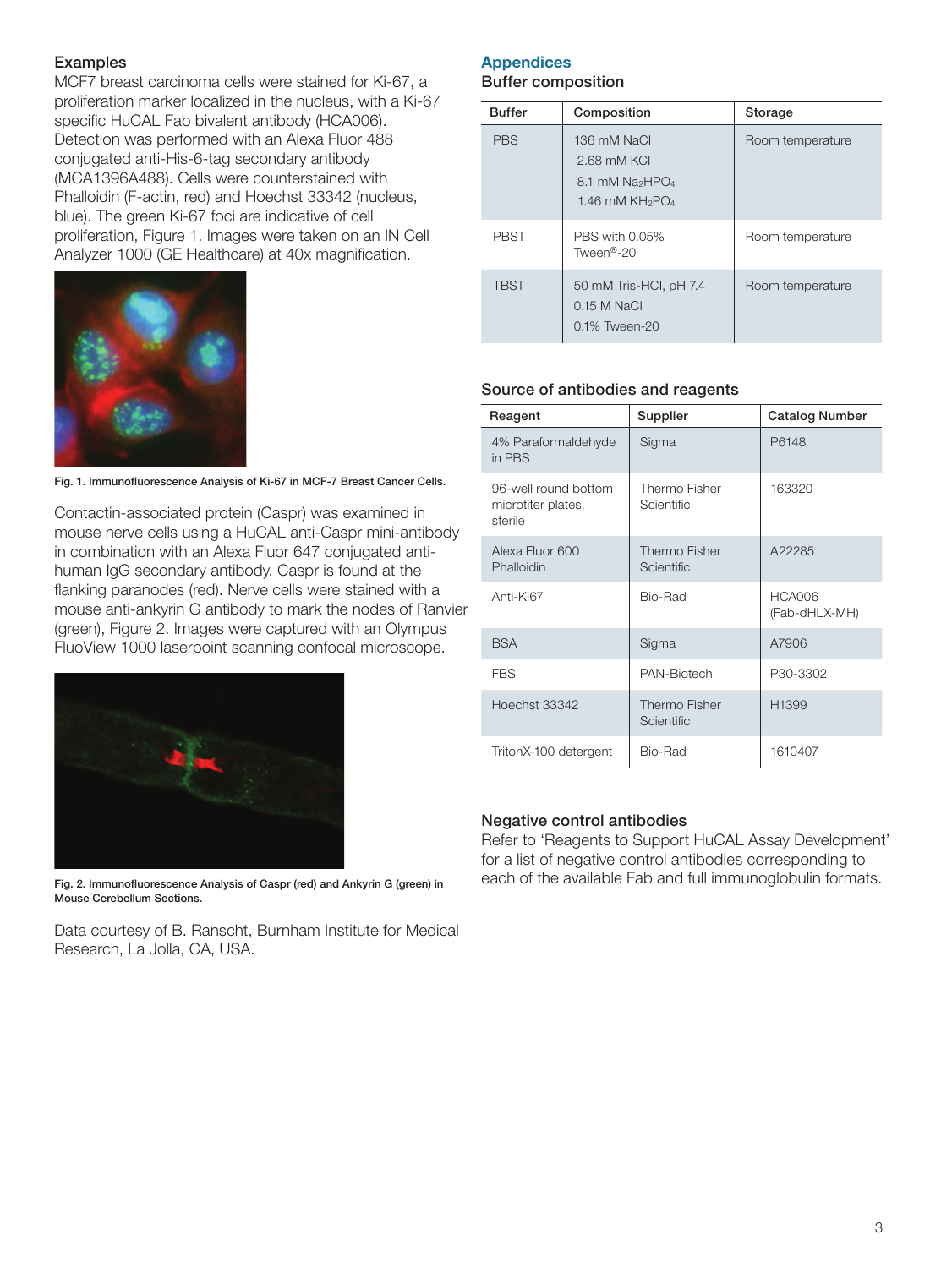### Examples

MCF7 breast carcinoma cells were stained for Ki-67, a proliferation marker localized in the nucleus, with a Ki-67 specific HuCAL Fab bivalent antibody (HCA006). Detection was performed with an Alexa Fluor 488 conjugated anti-His-6-tag secondary antibody (MCA1396A488). Cells were counterstained with Phalloidin (F-actin, red) and Hoechst 33342 (nucleus, blue). The green Ki-67 foci are indicative of cell proliferation, Figure 1. Images were taken on an IN Cell Analyzer 1000 (GE Healthcare) at 40x magnification.

**Fig. 1. Immunofluorescence Analysis of Ki-67 in MCF-7 Breast Cancer Cells.**

Contactin-associated protein (Caspr) was examined in mouse nerve cells using a HuCAL anti-Caspr mini-antibody in combination with an Alexa Fluor 647 conjugated anti-human IgG secondary antibody. Caspr is found at the flanking paranodes (red). Nerve cells were stained with a mouse anti-ankyrin G antibody to mark the nodes of Ranvier (green), Figure 2. Images were captured with an Olympus FluoView 1000 laserpoint scanning confocal microscope.

**Fig. 2. Immunofluorescence Analysis of Caspr (red) and Ankyrin G (green) in Mouse Cerebellum Sections.**

Data courtesy of B. Ranscht, Burnham Institute for Medical Research, La Jolla, CA, USA.

## Appendices

### Buffer composition

| Buffer | Composition | Storage |
|---|---|---|
| PBS | 136 mM NaCl<br>2.68 mM KCl<br>8.1 mM $Na_2HPO_4$<br>1.46 mM $KH_2PO_4$ | Room temperature |
| PBST | PBS with 0.05% Tween®-20 | Room temperature |
| TBST | 50 mM Tris-HCl, pH 7.4<br>0.15 M NaCl<br>0.1% Tween-20 | Room temperature |

### Source of antibodies and reagents

| Reagent | Supplier | Catalog Number |
|---|---|---|
| 4% Paraformaldehyde in PBS | Sigma | P6148 |
| 96-well round bottom microtiter plates, sterile | Thermo Fisher Scientific | 163320 |
| Alexa Fluor 600 Phalloidin | Thermo Fisher Scientific | A22285 |
| Anti-Ki67 | Bio-Rad | HCA006 (Fab-dHLX-MH) |
| BSA | Sigma | A7906 |
| FBS | PAN-Biotech | P30-3302 |
| Hoechst 33342 | Thermo Fisher Scientific | H1399 |
| TritonX-100 detergent | Bio-Rad | 1610407 |

### Negative control antibodies

Refer to 'Reagents to Support HuCAL Assay Development' for a list of negative control antibodies corresponding to each of the available Fab and full immunoglobulin formats.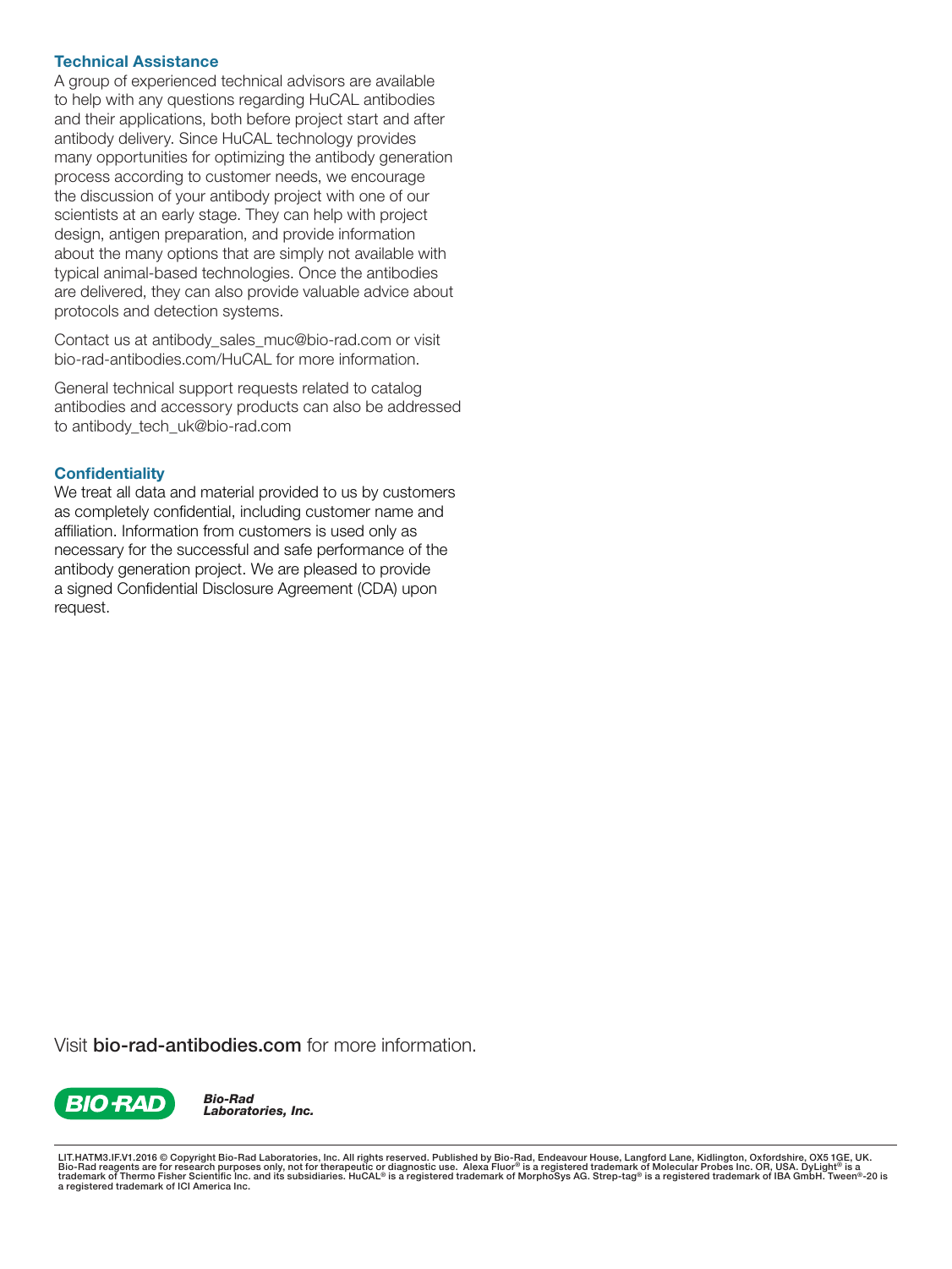## Technical Assistance

A group of experienced technical advisors are available to help with any questions regarding HuCAL antibodies and their applications, both before project start and after antibody delivery. Since HuCAL technology provides many opportunities for optimizing the antibody generation process according to customer needs, we encourage the discussion of your antibody project with one of our scientists at an early stage. They can help with project design, antigen preparation, and provide information about the many options that are simply not available with typical animal-based technologies. Once the antibodies are delivered, they can also provide valuable advice about protocols and detection systems.

Contact us at antibody_sales_muc@bio-rad.com or visit bio-rad-antibodies.com/HuCAL for more information.

General technical support requests related to catalog antibodies and accessory products can also be addressed to antibody_tech_uk@bio-rad.com

## Confidentiality

We treat all data and material provided to us by customers as completely confidential, including customer name and affiliation. Information from customers is used only as necessary for the successful and safe performance of the antibody generation project. We are pleased to provide a signed Confidential Disclosure Agreement (CDA) upon request.

Visit **bio-rad-antibodies.com** for more information.

BIO-RAD *Bio-Rad Laboratories, Inc.*

LIT.HATM3.IF.V1.2016 © Copyright Bio-Rad Laboratories, Inc. All rights reserved. Published by Bio-Rad, Endeavour House, Langford Lane, Kidlington, Oxfordshire, OX5 1GE, UK. Bio-Rad reagents are for research purposes only, not for therapeutic or diagnostic use. Alexa Fluor® is a registered trademark of Molecular Probes Inc. OR, USA. DyLight® is a trademark of Thermo Fisher Scientific Inc. and its subsidiaries. HuCAL® is a registered trademark of MorphoSys AG. Strep-tag® is a registered trademark of IBA GmbH. Tween®-20 is a registered trademark of ICI America Inc.